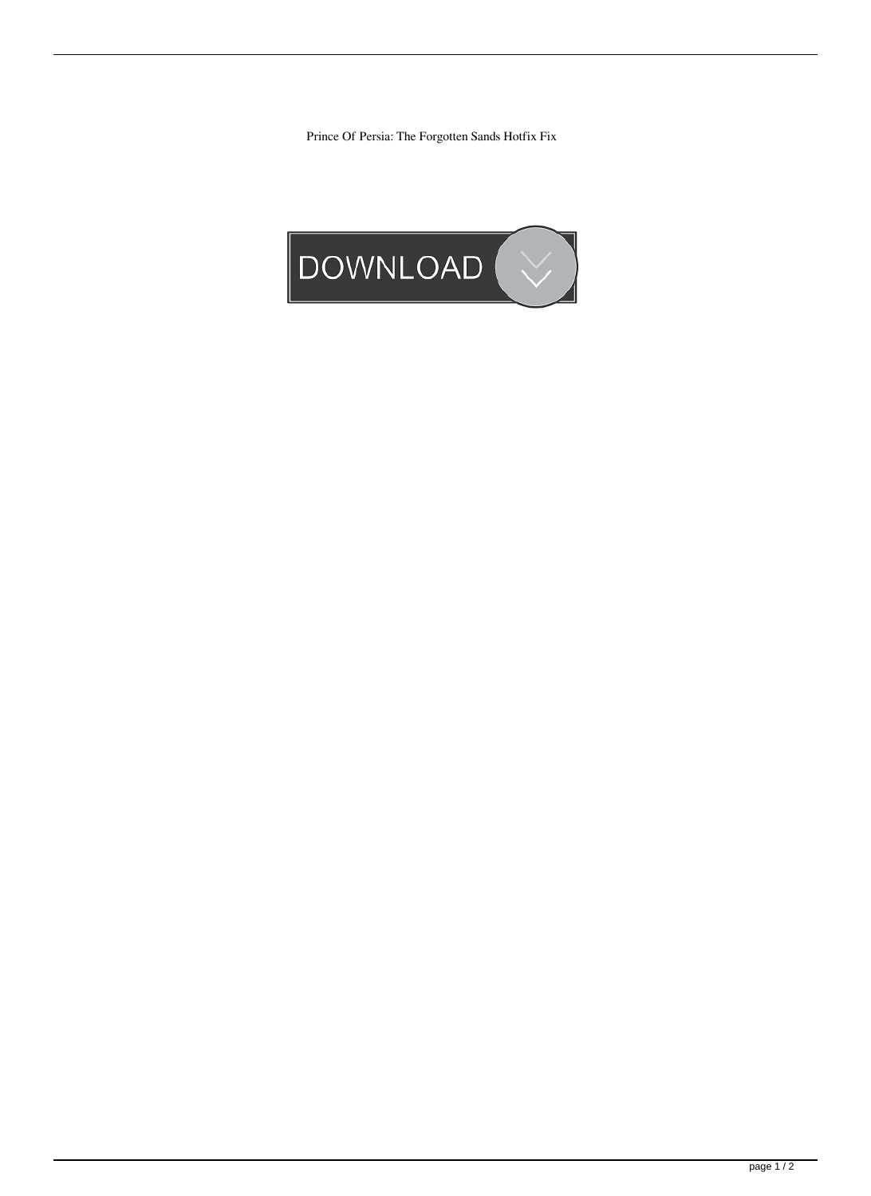Prince Of Persia: The Forgotten Sands Hotfix Fix

DOWNLOAD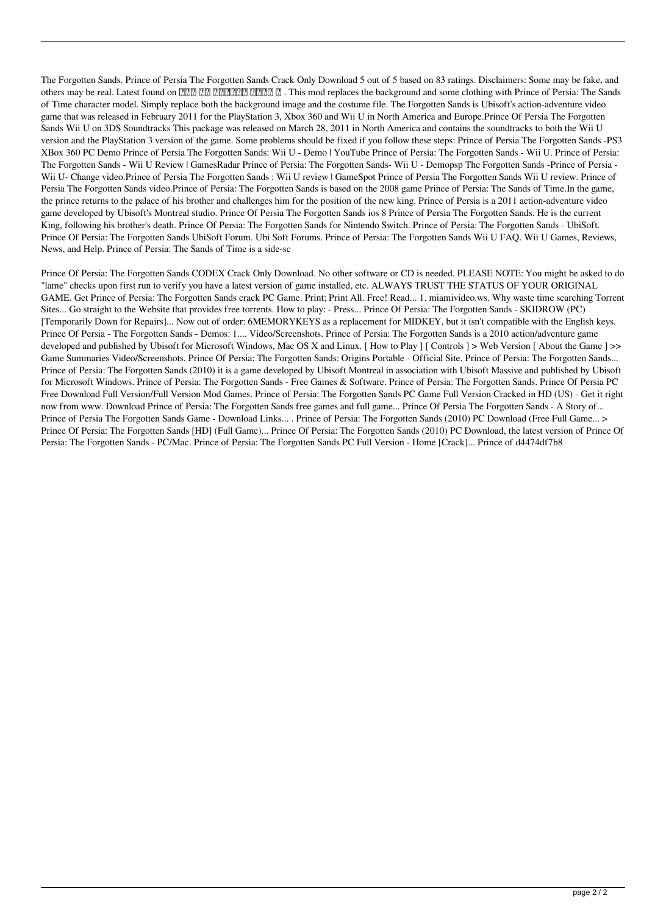The Forgotten Sands. Prince of Persia The Forgotten Sands Crack Only Download 5 out of 5 based on 83 ratings. Disclaimers: Some may be fake, and others may be real. Latest found on ??? ?? ??????? ???? ? . This mod replaces the background and some clothing with Prince of Persia: The Sands of Time character model. Simply replace both the background image and the costume file. The Forgotten Sands is Ubisoft's action-adventure video game that was released in February 2011 for the PlayStation 3, Xbox 360 and Wii U in North America and Europe.Prince Of Persia The Forgotten Sands Wii U on 3DS Soundtracks This package was released on March 28, 2011 in North America and contains the soundtracks to both the Wii U version and the PlayStation 3 version of the game. Some problems should be fixed if you follow these steps: Prince of Persia The Forgotten Sands -PS3 XBox 360 PC Demo Prince of Persia The Forgotten Sands: Wii U - Demo | YouTube Prince of Persia: The Forgotten Sands - Wii U. Prince of Persia: The Forgotten Sands - Wii U Review | GamesRadar Prince of Persia: The Forgotten Sands- Wii U - Demopsp The Forgotten Sands -Prince of Persia - Wii U- Change video.Prince of Persia The Forgotten Sands : Wii U review | GameSpot Prince of Persia The Forgotten Sands Wii U review. Prince of Persia The Forgotten Sands video.Prince of Persia: The Forgotten Sands is based on the 2008 game Prince of Persia: The Sands of Time.In the game, the prince returns to the palace of his brother and challenges him for the position of the new king. Prince of Persia is a 2011 action-adventure video game developed by Ubisoft's Montreal studio. Prince Of Persia The Forgotten Sands ios 8 Prince of Persia The Forgotten Sands. He is the current King, following his brother's death. Prince Of Persia: The Forgotten Sands for Nintendo Switch. Prince of Persia: The Forgotten Sands - UbiSoft. Prince Of Persia: The Forgotten Sands UbiSoft Forum. Ubi Soft Forums. Prince of Persia: The Forgotten Sands Wii U FAQ. Wii U Games, Reviews, News, and Help. Prince of Persia: The Sands of Time is a side-sc

Prince Of Persia: The Forgotten Sands CODEX Crack Only Download. No other software or CD is needed. PLEASE NOTE: You might be asked to do "lame" checks upon first run to verify you have a latest version of game installed, etc. ALWAYS TRUST THE STATUS OF YOUR ORIGINAL GAME. Get Prince of Persia: The Forgotten Sands crack PC Game. Print; Print All. Free! Read... 1. miamivideo.ws. Why waste time searching Torrent Sites... Go straight to the Website that provides free torrents. How to play: - Press... Prince Of Persia: The Forgotten Sands - SKIDROW (PC) [Temporarily Down for Repairs]... Now out of order: 6MEMORYKEYS as a replacement for MIDKEY, but it isn't compatible with the English keys. Prince Of Persia - The Forgotten Sands - Demos: 1.... Video/Screenshots. Prince of Persia: The Forgotten Sands is a 2010 action/adventure game developed and published by Ubisoft for Microsoft Windows, Mac OS X and Linux. [ How to Play ] [ Controls ] > Web Version [ About the Game ] >> Game Summaries Video/Screenshots. Prince Of Persia: The Forgotten Sands: Origins Portable - Official Site. Prince of Persia: The Forgotten Sands... Prince of Persia: The Forgotten Sands (2010) it is a game developed by Ubisoft Montreal in association with Ubisoft Massive and published by Ubisoft for Microsoft Windows. Prince of Persia: The Forgotten Sands - Free Games & Software. Prince of Persia: The Forgotten Sands. Prince Of Persia PC Free Download Full Version/Full Version Mod Games. Prince of Persia: The Forgotten Sands PC Game Full Version Cracked in HD (US) - Get it right now from www. Download Prince of Persia: The Forgotten Sands free games and full game... Prince Of Persia The Forgotten Sands - A Story of... Prince of Persia The Forgotten Sands Game - Download Links... . Prince of Persia: The Forgotten Sands (2010) PC Download (Free Full Game... > Prince Of Persia: The Forgotten Sands [HD] (Full Game)... Prince Of Persia: The Forgotten Sands (2010) PC Download, the latest version of Prince Of Persia: The Forgotten Sands - PC/Mac. Prince of Persia: The Forgotten Sands PC Full Version - Home [Crack]... Prince of d4474df7b8